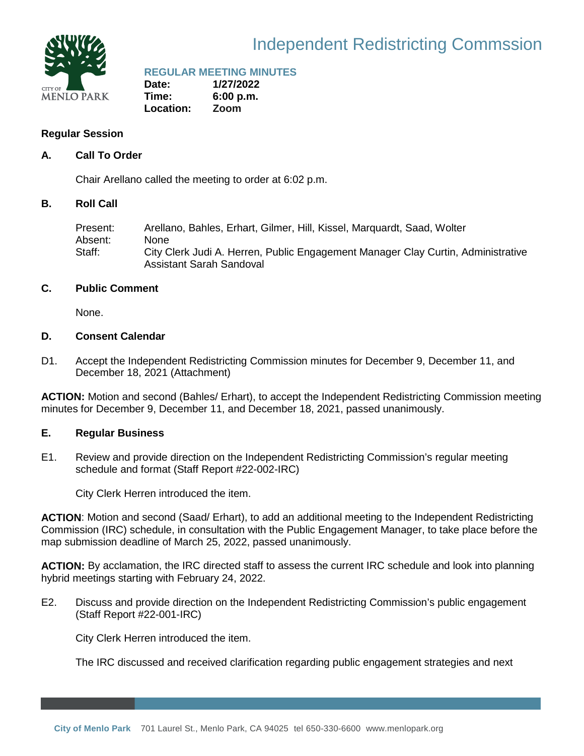# Independent Redistricting Commssion

### REGULAR MEETING MINUTES

**Date:** 1/27/2022
**Time:** 6:00 p.m.
**Location:** Zoom

### Regular Session

**A. Call To Order**

Chair Arellano called the meeting to order at 6:02 p.m.

**B. Roll Call**

Present: Arellano, Bahles, Erhart, Gilmer, Hill, Kissel, Marquardt, Saad, Wolter
Absent: None
Staff: City Clerk Judi A. Herren, Public Engagement Manager Clay Curtin, Administrative Assistant Sarah Sandoval

**C. Public Comment**

None.

**D. Consent Calendar**

D1. Accept the Independent Redistricting Commission minutes for December 9, December 11, and December 18, 2021 (Attachment)

**ACTION:** Motion and second (Bahles/ Erhart), to accept the Independent Redistricting Commission meeting minutes for December 9, December 11, and December 18, 2021, passed unanimously.

**E. Regular Business**

E1. Review and provide direction on the Independent Redistricting Commission's regular meeting schedule and format (Staff Report #22-002-IRC)

City Clerk Herren introduced the item.

**ACTION**: Motion and second (Saad/ Erhart), to add an additional meeting to the Independent Redistricting Commission (IRC) schedule, in consultation with the Public Engagement Manager, to take place before the map submission deadline of March 25, 2022, passed unanimously.

**ACTION:** By acclamation, the IRC directed staff to assess the current IRC schedule and look into planning hybrid meetings starting with February 24, 2022.

E2. Discuss and provide direction on the Independent Redistricting Commission's public engagement (Staff Report #22-001-IRC)

City Clerk Herren introduced the item.

The IRC discussed and received clarification regarding public engagement strategies and next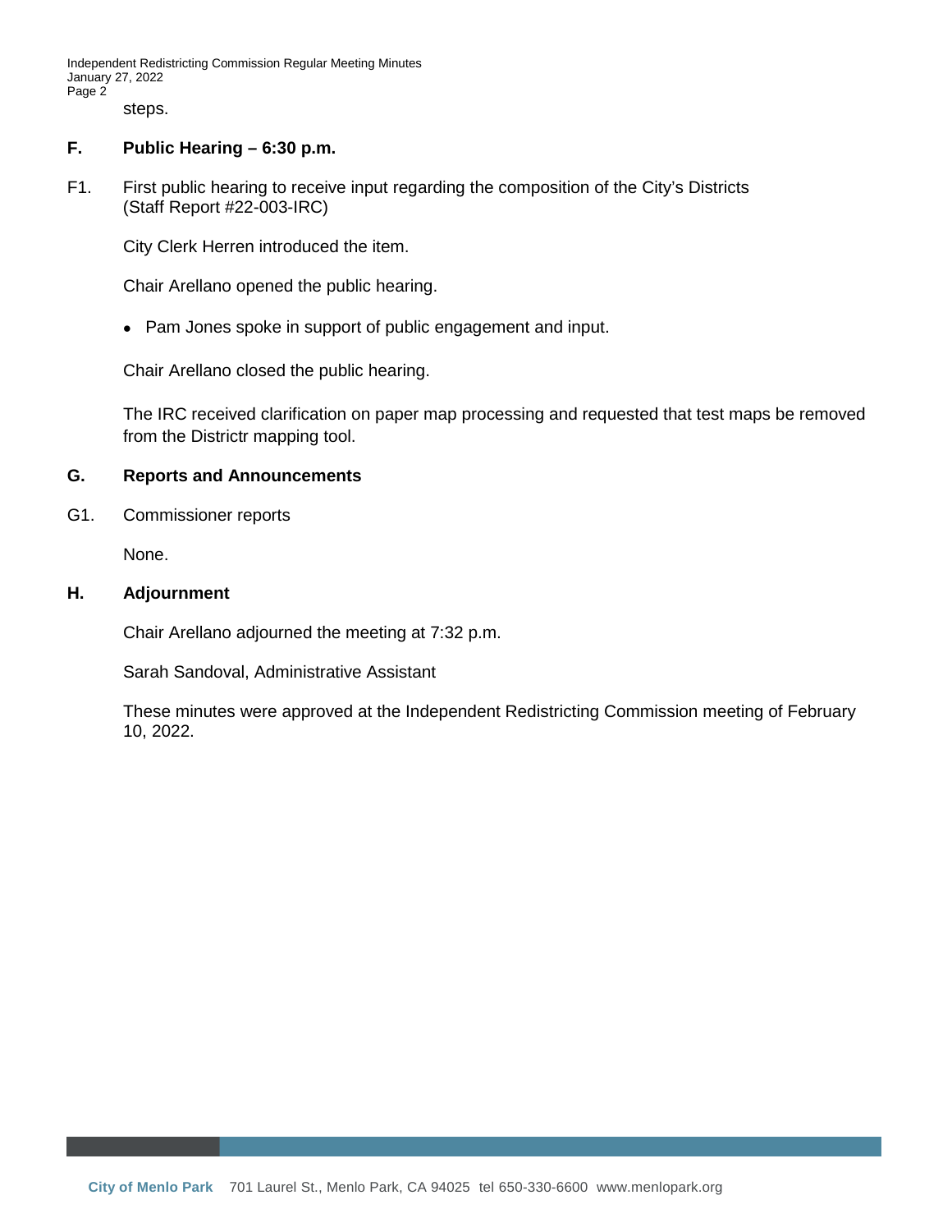steps.

## F. Public Hearing – 6:30 p.m.

F1. First public hearing to receive input regarding the composition of the City's Districts (Staff Report #22-003-IRC)

City Clerk Herren introduced the item.

Chair Arellano opened the public hearing.

- Pam Jones spoke in support of public engagement and input.

Chair Arellano closed the public hearing.

The IRC received clarification on paper map processing and requested that test maps be removed from the Districtr mapping tool.

## G. Reports and Announcements

G1. Commissioner reports

None.

## H. Adjournment

Chair Arellano adjourned the meeting at 7:32 p.m.

Sarah Sandoval, Administrative Assistant

These minutes were approved at the Independent Redistricting Commission meeting of February 10, 2022.